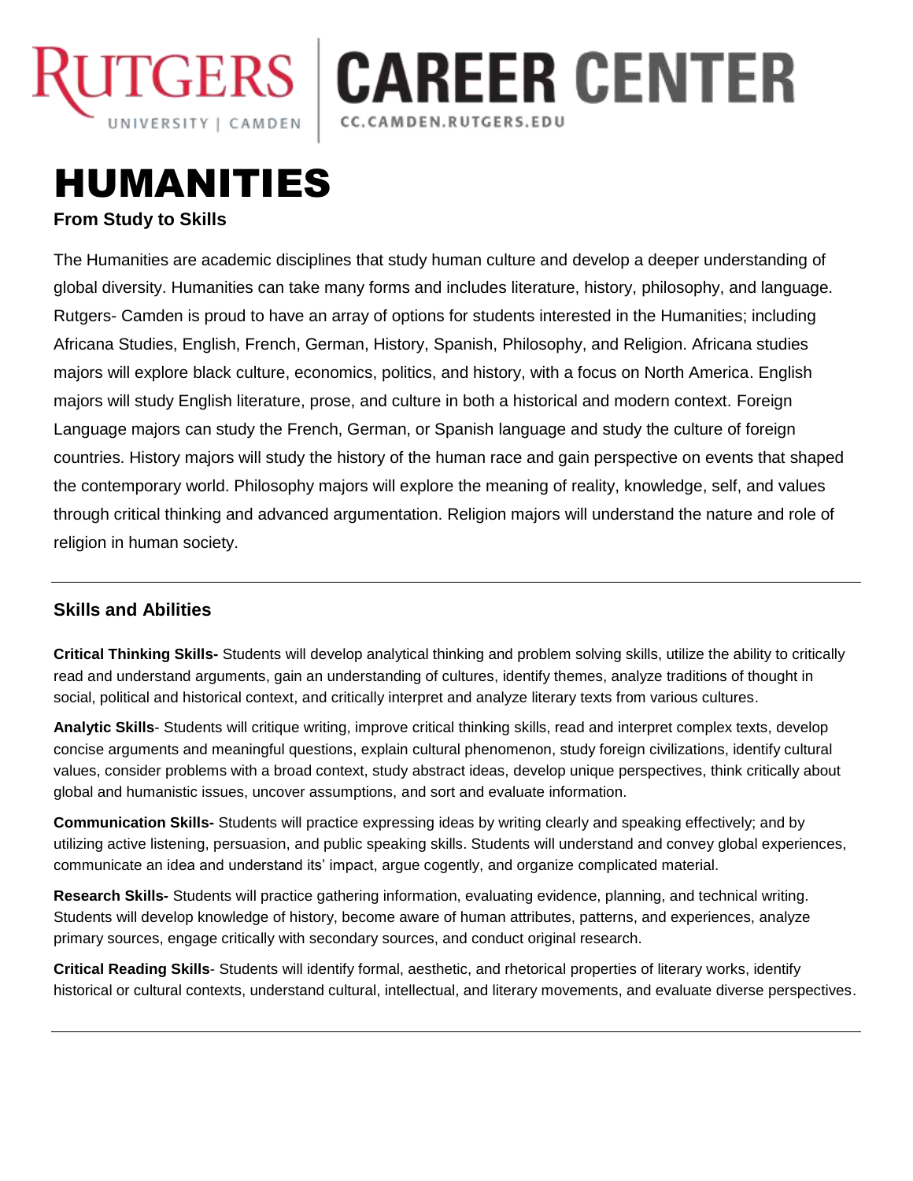RUTGERS | CAREER CENTER

UNIVERSITY | CAMDEN    CC.CAMDEN.RUTGERS.EDU

# HUMANITIES

**From Study to Skills**

The Humanities are academic disciplines that study human culture and develop a deeper understanding of global diversity. Humanities can take many forms and includes literature, history, philosophy, and language. Rutgers- Camden is proud to have an array of options for students interested in the Humanities; including Africana Studies, English, French, German, History, Spanish, Philosophy, and Religion. Africana studies majors will explore black culture, economics, politics, and history, with a focus on North America. English majors will study English literature, prose, and culture in both a historical and modern context. Foreign Language majors can study the French, German, or Spanish language and study the culture of foreign countries. History majors will study the history of the human race and gain perspective on events that shaped the contemporary world. Philosophy majors will explore the meaning of reality, knowledge, self, and values through critical thinking and advanced argumentation. Religion majors will understand the nature and role of religion in human society.

---

## Skills and Abilities

**Critical Thinking Skills-** Students will develop analytical thinking and problem solving skills, utilize the ability to critically read and understand arguments, gain an understanding of cultures, identify themes, analyze traditions of thought in social, political and historical context, and critically interpret and analyze literary texts from various cultures.

**Analytic Skills**- Students will critique writing, improve critical thinking skills, read and interpret complex texts, develop concise arguments and meaningful questions, explain cultural phenomenon, study foreign civilizations, identify cultural values, consider problems with a broad context, study abstract ideas, develop unique perspectives, think critically about global and humanistic issues, uncover assumptions, and sort and evaluate information.

**Communication Skills-** Students will practice expressing ideas by writing clearly and speaking effectively; and by utilizing active listening, persuasion, and public speaking skills. Students will understand and convey global experiences, communicate an idea and understand its' impact, argue cogently, and organize complicated material.

**Research Skills-** Students will practice gathering information, evaluating evidence, planning, and technical writing. Students will develop knowledge of history, become aware of human attributes, patterns, and experiences, analyze primary sources, engage critically with secondary sources, and conduct original research.

**Critical Reading Skills**- Students will identify formal, aesthetic, and rhetorical properties of literary works, identify historical or cultural contexts, understand cultural, intellectual, and literary movements, and evaluate diverse perspectives.

---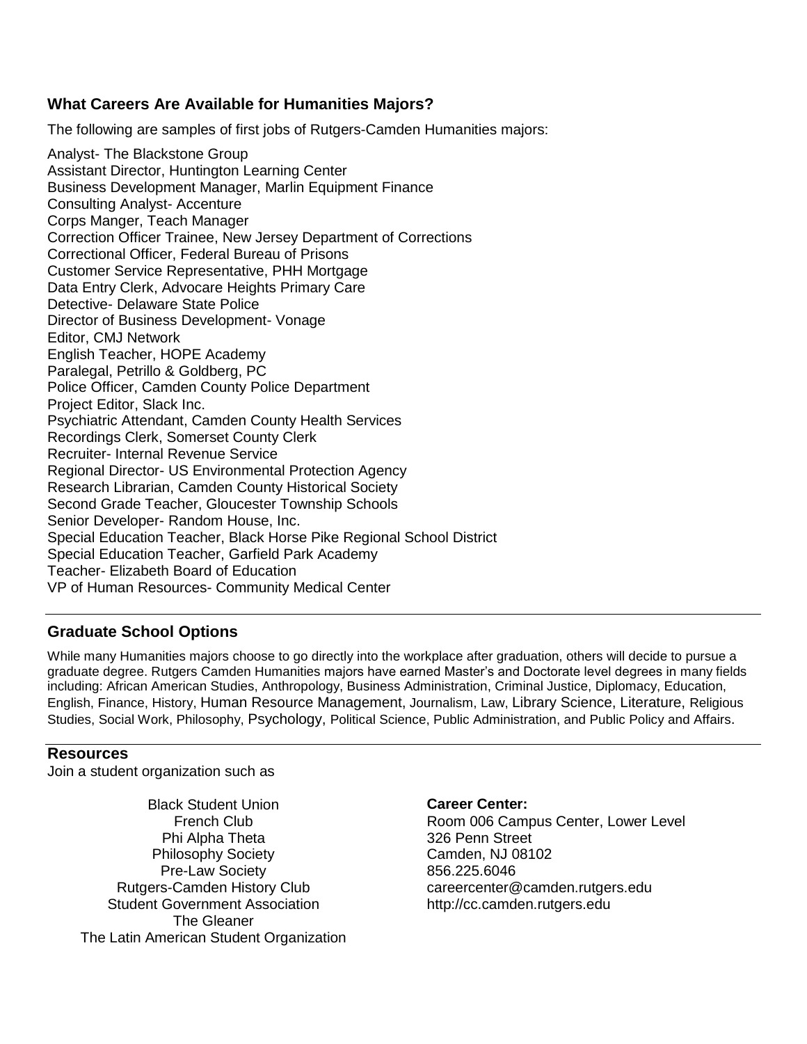## What Careers Are Available for Humanities Majors?

The following are samples of first jobs of Rutgers-Camden Humanities majors:

Analyst- The Blackstone Group
Assistant Director, Huntington Learning Center
Business Development Manager, Marlin Equipment Finance
Consulting Analyst- Accenture
Corps Manger, Teach Manager
Correction Officer Trainee, New Jersey Department of Corrections
Correctional Officer, Federal Bureau of Prisons
Customer Service Representative, PHH Mortgage
Data Entry Clerk, Advocare Heights Primary Care
Detective- Delaware State Police
Director of Business Development- Vonage
Editor, CMJ Network
English Teacher, HOPE Academy
Paralegal, Petrillo & Goldberg, PC
Police Officer, Camden County Police Department
Project Editor, Slack Inc.
Psychiatric Attendant, Camden County Health Services
Recordings Clerk, Somerset County Clerk
Recruiter- Internal Revenue Service
Regional Director- US Environmental Protection Agency
Research Librarian, Camden County Historical Society
Second Grade Teacher, Gloucester Township Schools
Senior Developer- Random House, Inc.
Special Education Teacher, Black Horse Pike Regional School District
Special Education Teacher, Garfield Park Academy
Teacher- Elizabeth Board of Education
VP of Human Resources- Community Medical Center

---

## Graduate School Options

While many Humanities majors choose to go directly into the workplace after graduation, others will decide to pursue a graduate degree. Rutgers Camden Humanities majors have earned Master's and Doctorate level degrees in many fields including: African American Studies, Anthropology, Business Administration, Criminal Justice, Diplomacy, Education, English, Finance, History, Human Resource Management, Journalism, Law, Library Science, Literature, Religious Studies, Social Work, Philosophy, Psychology, Political Science, Public Administration, and Public Policy and Affairs.

---

## Resources

Join a student organization such as

Black Student Union
French Club
Phi Alpha Theta
Philosophy Society
Pre-Law Society
Rutgers-Camden History Club
Student Government Association
The Gleaner
The Latin American Student Organization

**Career Center:**
Room 006 Campus Center, Lower Level
326 Penn Street
Camden, NJ 08102
856.225.6046
careercenter@camden.rutgers.edu
http://cc.camden.rutgers.edu